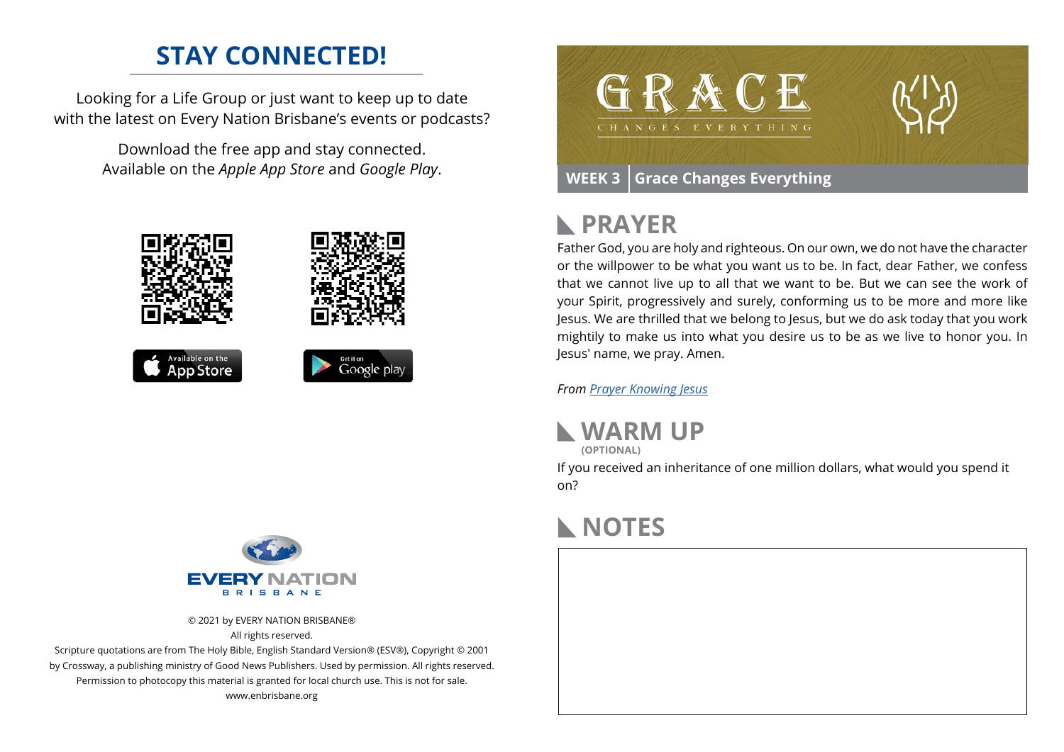## STAY CONNECTED!

Looking for a Life Group or just want to keep up to date with the latest on Every Nation Brisbane's events or podcasts?

Download the free app and stay connected. Available on the *Apple App Store* and *Google Play*.

Available on the App Store

Get it on Google play

EVERY NATION BRISBANE

© 2021 by EVERY NATION BRISBANE®
All rights reserved.
Scripture quotations are from The Holy Bible, English Standard Version® (ESV®), Copyright © 2001 by Crossway, a publishing ministry of Good News Publishers. Used by permission. All rights reserved.
Permission to photocopy this material is granted for local church use. This is not for sale.
www.enbrisbane.org

# GRACE
CHANGES EVERYTHING

**WEEK 3** | **Grace Changes Everything**

## PRAYER

Father God, you are holy and righteous. On our own, we do not have the character or the willpower to be what you want us to be. In fact, dear Father, we confess that we cannot live up to all that we want to be. But we can see the work of your Spirit, progressively and surely, conforming us to be more and more like Jesus. We are thrilled that we belong to Jesus, but we do ask today that you work mightily to make us into what you desire us to be as we live to honor you. In Jesus' name, we pray. Amen.

*From [Prayer Knowing Jesus]()*

## WARM UP
**(OPTIONAL)**

If you received an inheritance of one million dollars, what would you spend it on?

## NOTES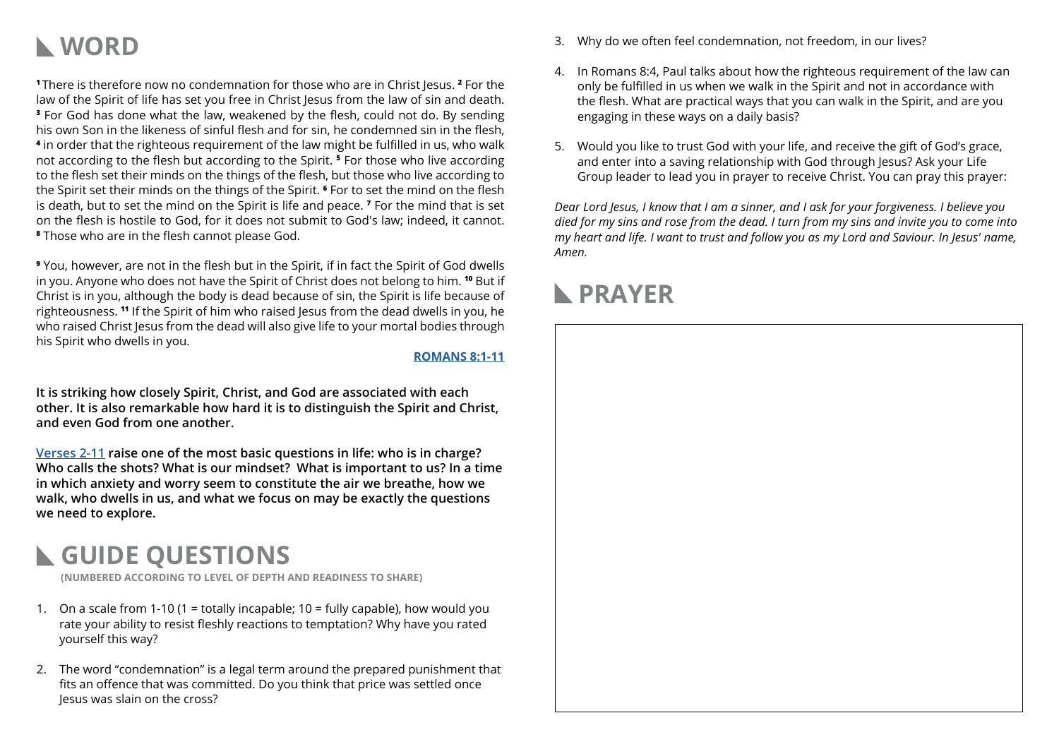## WORD

[1] There is therefore now no condemnation for those who are in Christ Jesus. [2] For the law of the Spirit of life has set you free in Christ Jesus from the law of sin and death. [3] For God has done what the law, weakened by the flesh, could not do. By sending his own Son in the likeness of sinful flesh and for sin, he condemned sin in the flesh, [4] in order that the righteous requirement of the law might be fulfilled in us, who walk not according to the flesh but according to the Spirit. [5] For those who live according to the flesh set their minds on the things of the flesh, but those who live according to the Spirit set their minds on the things of the Spirit. [6] For to set the mind on the flesh is death, but to set the mind on the Spirit is life and peace. [7] For the mind that is set on the flesh is hostile to God, for it does not submit to God's law; indeed, it cannot. [8] Those who are in the flesh cannot please God.

[9] You, however, are not in the flesh but in the Spirit, if in fact the Spirit of God dwells in you. Anyone who does not have the Spirit of Christ does not belong to him. [10] But if Christ is in you, although the body is dead because of sin, the Spirit is life because of righteousness. [11] If the Spirit of him who raised Jesus from the dead dwells in you, he who raised Christ Jesus from the dead will also give life to your mortal bodies through his Spirit who dwells in you.

**ROMANS 8:1-11**

**It is striking how closely Spirit, Christ, and God are associated with each other. It is also remarkable how hard it is to distinguish the Spirit and Christ, and even God from one another.**

**Verses 2-11 raise one of the most basic questions in life: who is in charge? Who calls the shots? What is our mindset? What is important to us? In a time in which anxiety and worry seem to constitute the air we breathe, how we walk, who dwells in us, and what we focus on may be exactly the questions we need to explore.**

## GUIDE QUESTIONS

**(NUMBERED ACCORDING TO LEVEL OF DEPTH AND READINESS TO SHARE)**

1. On a scale from 1-10 (1 = totally incapable; 10 = fully capable), how would you rate your ability to resist fleshly reactions to temptation? Why have you rated yourself this way?
2. The word "condemnation" is a legal term around the prepared punishment that fits an offence that was committed. Do you think that price was settled once Jesus was slain on the cross?
3. Why do we often feel condemnation, not freedom, in our lives?
4. In Romans 8:4, Paul talks about how the righteous requirement of the law can only be fulfilled in us when we walk in the Spirit and not in accordance with the flesh. What are practical ways that you can walk in the Spirit, and are you engaging in these ways on a daily basis?
5. Would you like to trust God with your life, and receive the gift of God's grace, and enter into a saving relationship with God through Jesus? Ask your Life Group leader to lead you in prayer to receive Christ. You can pray this prayer:

*Dear Lord Jesus, I know that I am a sinner, and I ask for your forgiveness. I believe you died for my sins and rose from the dead. I turn from my sins and invite you to come into my heart and life. I want to trust and follow you as my Lord and Saviour. In Jesus' name, Amen.*

## PRAYER